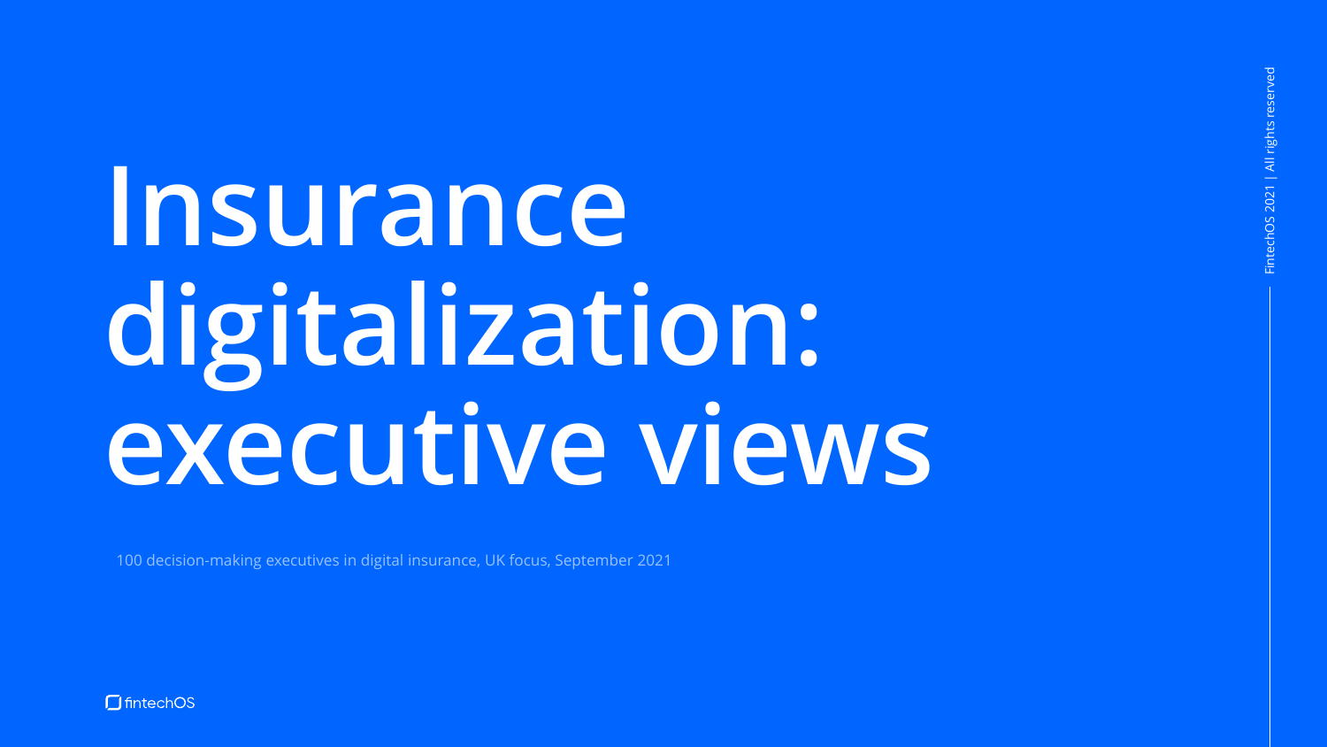# Insurance digitalization: executive views

100 decision-making executives in digital insurance, UK focus, September 2021

fintechOS

FintechOS 2021 | All rights reserved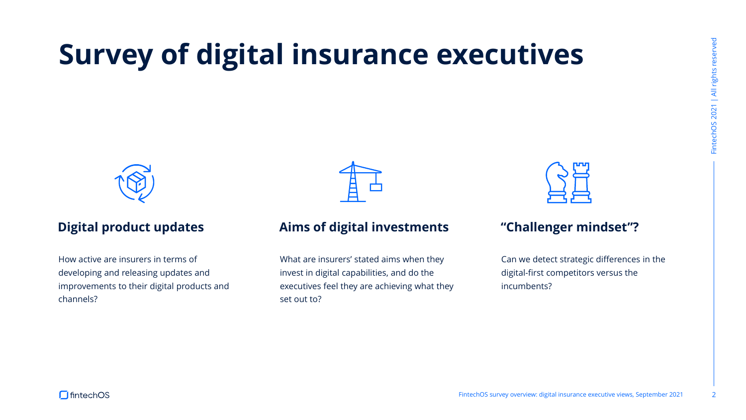# Survey of digital insurance executives

### Digital product updates

How active are insurers in terms of developing and releasing updates and improvements to their digital products and channels?

### Aims of digital investments

What are insurers' stated aims when they invest in digital capabilities, and do the executives feel they are achieving what they set out to?

### "Challenger mindset"?

Can we detect strategic differences in the digital-first competitors versus the incumbents?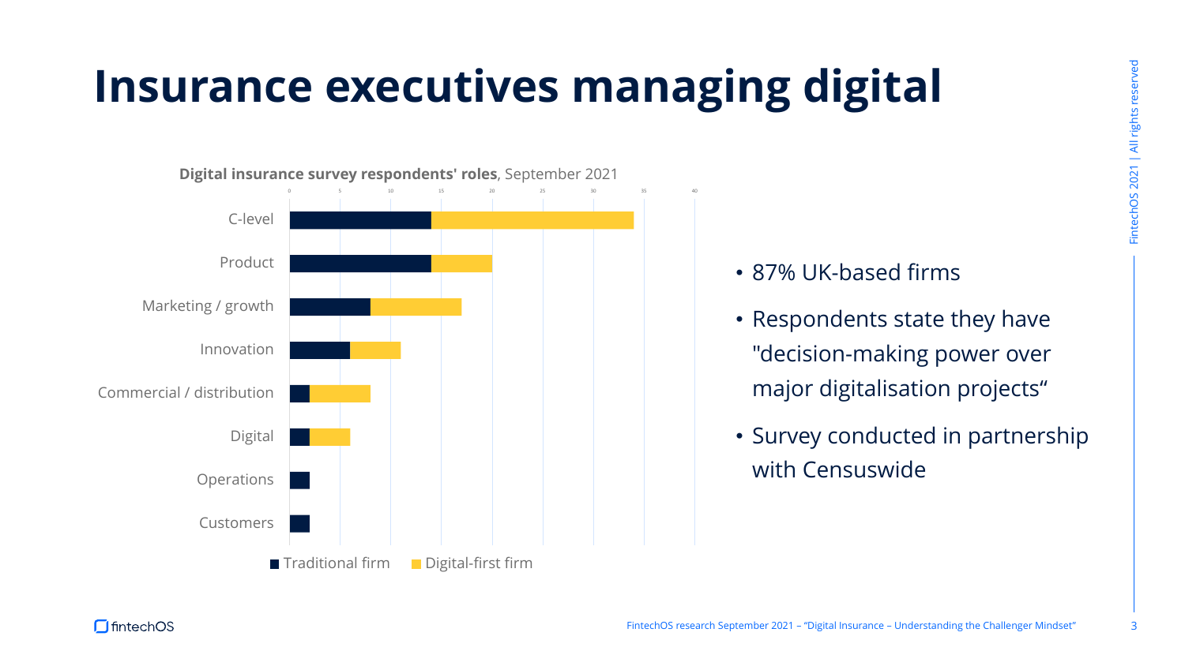# Insurance executives managing digital

**Digital insurance survey respondents' roles**, September 2021

| Role | Traditional firm | Digital-first firm |
|---|---|---|
| C-level | 14 | 20 |
| Product | 14 | 6 |
| Marketing / growth | 8 | 9 |
| Innovation | 6 | 5 |
| Commercial / distribution | 2 | 6 |
| Digital | 2 | 4 |
| Operations | 2 | 0 |
| Customers | 2 | 0 |

- 87% UK-based firms
- Respondents state they have "decision-making power over major digitalisation projects“
- Survey conducted in partnership with Censuswide

FintechOS research September 2021 – "Digital Insurance – Understanding the Challenger Mindset"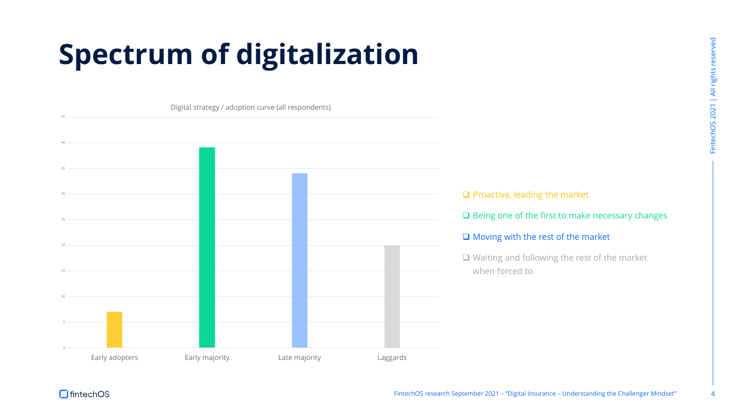# Spectrum of digitalization

Digital strategy / adoption curve (all respondents)

| Category | Value |
|---|---|
| Early adopters | 7 |
| Early majority | 39 |
| Late majority | 34 |
| Laggards | 20 |

- ❑ Proactive, leading the market
- ❑ Being one of the first to make necessary changes
- ❑ Moving with the rest of the market
- ❑ Waiting and following the rest of the market when forced to

FintechOS research September 2021 – "Digital Insurance – Understanding the Challenger Mindset"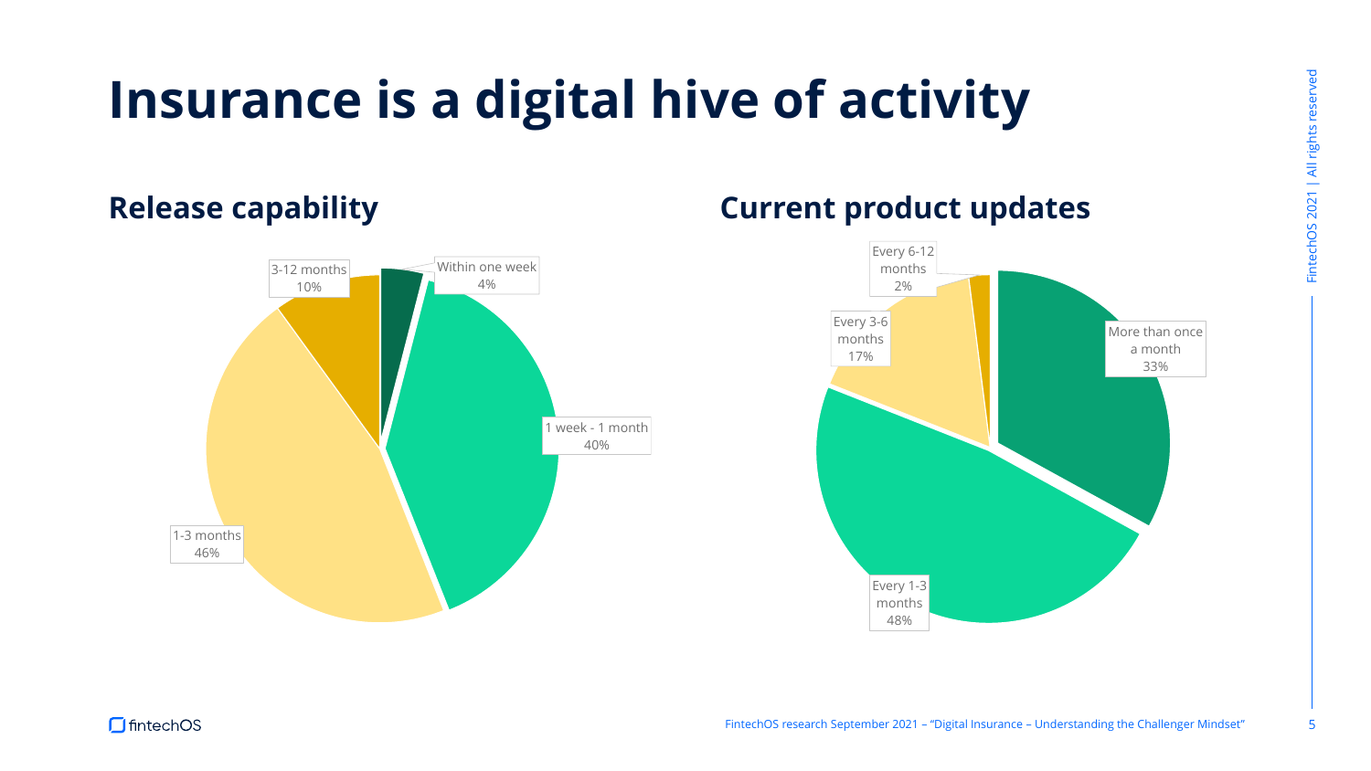# Insurance is a digital hive of activity

## Release capability

| Release capability | Share |
|---|---|
| Within one week | 4% |
| 1 week - 1 month | 40% |
| 1-3 months | 46% |
| 3-12 months | 10% |

## Current product updates

| Current product updates | Share |
|---|---|
| More than once a month | 33% |
| Every 1-3 months | 48% |
| Every 3-6 months | 17% |
| Every 6-12 months | 2% |

FintechOS research September 2021 – "Digital Insurance – Understanding the Challenger Mindset"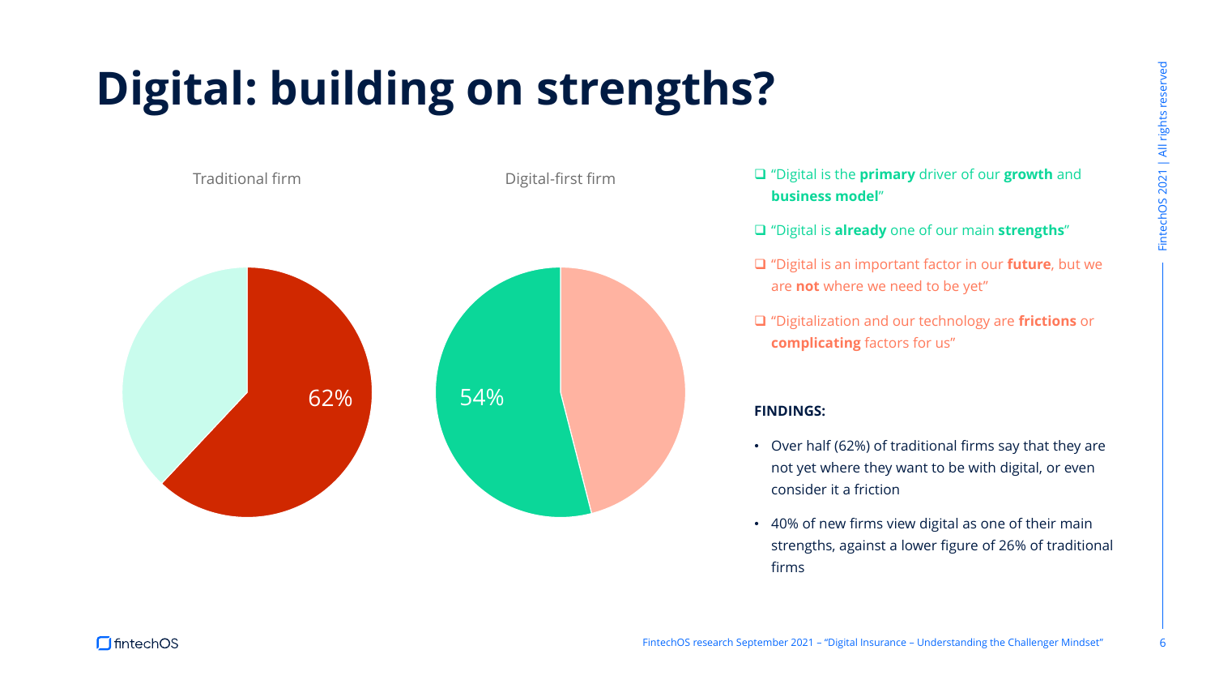# Digital: building on strengths?

Traditional firm

62%

Digital-first firm

54%

- "Digital is the **primary** driver of our **growth** and **business model**"
- "Digital is **already** one of our main **strengths**"
- "Digital is an important factor in our **future**, but we are **not** where we need to be yet"
- "Digitalization and our technology are **frictions** or **complicating** factors for us"

**FINDINGS:**

- Over half (62%) of traditional firms say that they are not yet where they want to be with digital, or even consider it a friction
- 40% of new firms view digital as one of their main strengths, against a lower figure of 26% of traditional firms

FintechOS research September 2021 – "Digital Insurance – Understanding the Challenger Mindset"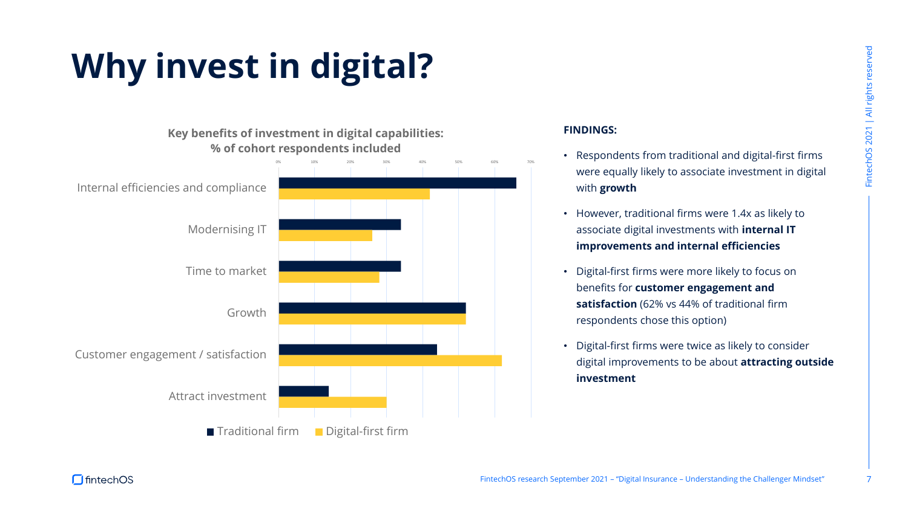# Why invest in digital?

**Key benefits of investment in digital capabilities: % of cohort respondents included**

| | Traditional firm | Digital-first firm |
|---|---|---|
| Internal efficiencies and compliance | | |
| Modernising IT | | |
| Time to market | | |
| Growth | | |
| Customer engagement / satisfaction | | |
| Attract investment | | |

**FINDINGS:**

- Respondents from traditional and digital-first firms were equally likely to associate investment in digital with **growth**
- However, traditional firms were 1.4x as likely to associate digital investments with **internal IT improvements and internal efficiencies**
- Digital-first firms were more likely to focus on benefits for **customer engagement and satisfaction** (62% vs 44% of traditional firm respondents chose this option)
- Digital-first firms were twice as likely to consider digital improvements to be about **attracting outside investment**

FintechOS research September 2021 – "Digital Insurance – Understanding the Challenger Mindset"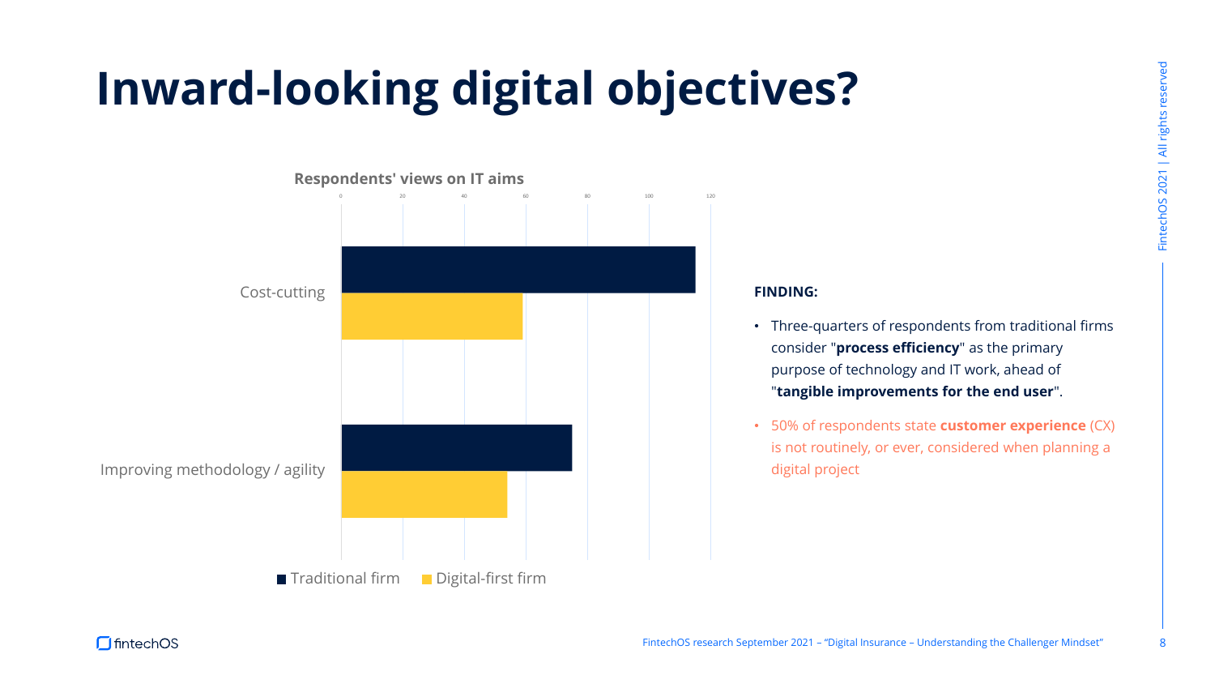# Inward-looking digital objectives?

**Respondents' views on IT aims**

| | Traditional firm | Digital-first firm |
|---|---|---|
| Cost-cutting | ~115 | ~59 |
| Improving methodology / agility | ~75 | ~54 |

**FINDING:**

- Three-quarters of respondents from traditional firms consider "**process efficiency**" as the primary purpose of technology and IT work, ahead of "**tangible improvements for the end user**".
- 50% of respondents state **customer experience** (CX) is not routinely, or ever, considered when planning a digital project

FintechOS research September 2021 – "Digital Insurance – Understanding the Challenger Mindset"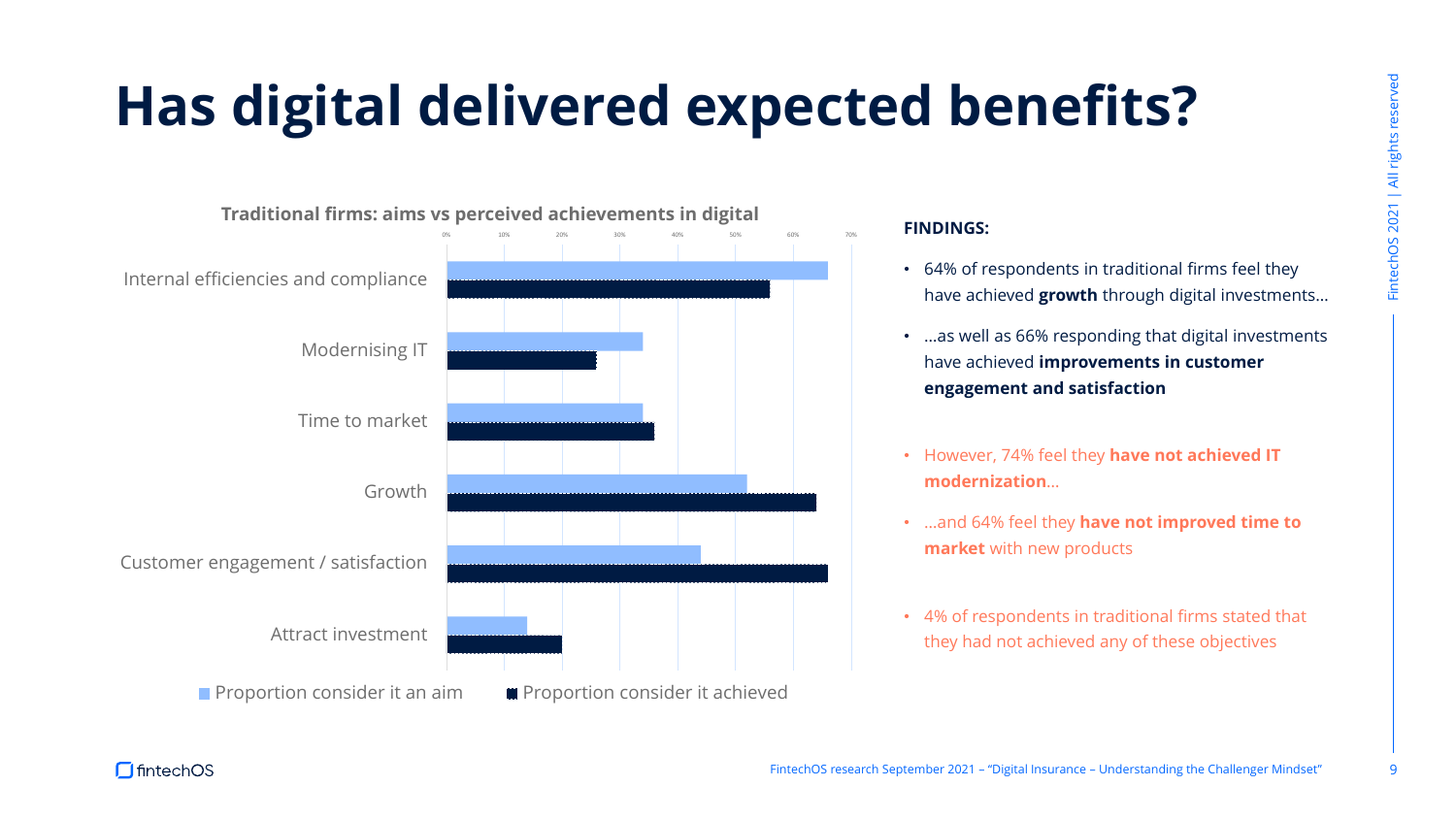# Has digital delivered expected benefits?

**Traditional firms: aims vs perceived achievements in digital**

| | Proportion consider it an aim | Proportion consider it achieved |
|---|---|---|
| Internal efficiencies and compliance | | |
| Modernising IT | | |
| Time to market | | |
| Growth | | |
| Customer engagement / satisfaction | | |
| Attract investment | | |

**FINDINGS:**

- 64% of respondents in traditional firms feel they have achieved **growth** through digital investments…
- …as well as 66% responding that digital investments have achieved **improvements in customer engagement and satisfaction**

- However, 74% feel they **have not achieved IT modernization**…
- …and 64% feel they **have not improved time to market** with new products

- 4% of respondents in traditional firms stated that they had not achieved any of these objectives

FintechOS research September 2021 – "Digital Insurance – Understanding the Challenger Mindset"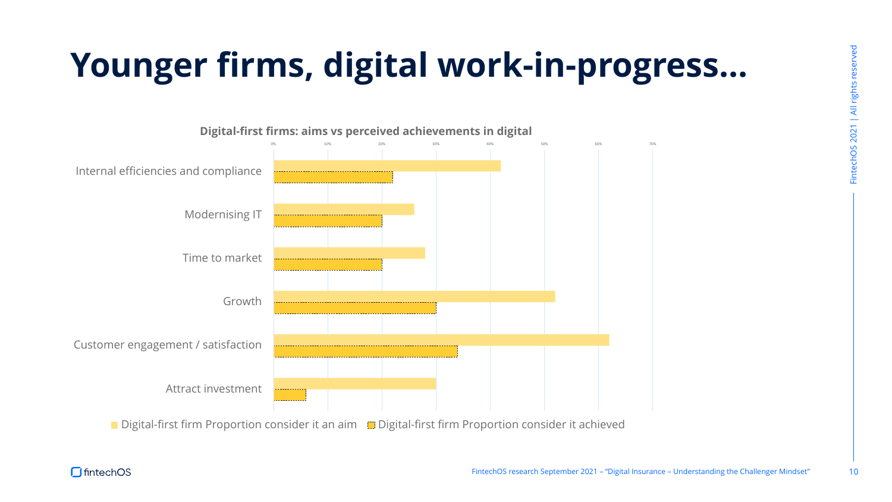# Younger firms, digital work-in-progress...

**Digital-first firms: aims vs perceived achievements in digital**

| | Digital-first firm Proportion consider it an aim | Digital-first firm Proportion consider it achieved |
|---|---|---|
| Internal efficiencies and compliance | ~42% | ~22% |
| Modernising IT | ~26% | ~20% |
| Time to market | ~28% | ~20% |
| Growth | ~52% | ~30% |
| Customer engagement / satisfaction | ~62% | ~34% |
| Attract investment | ~30% | ~6% |

FintechOS research September 2021 – "Digital Insurance – Understanding the Challenger Mindset"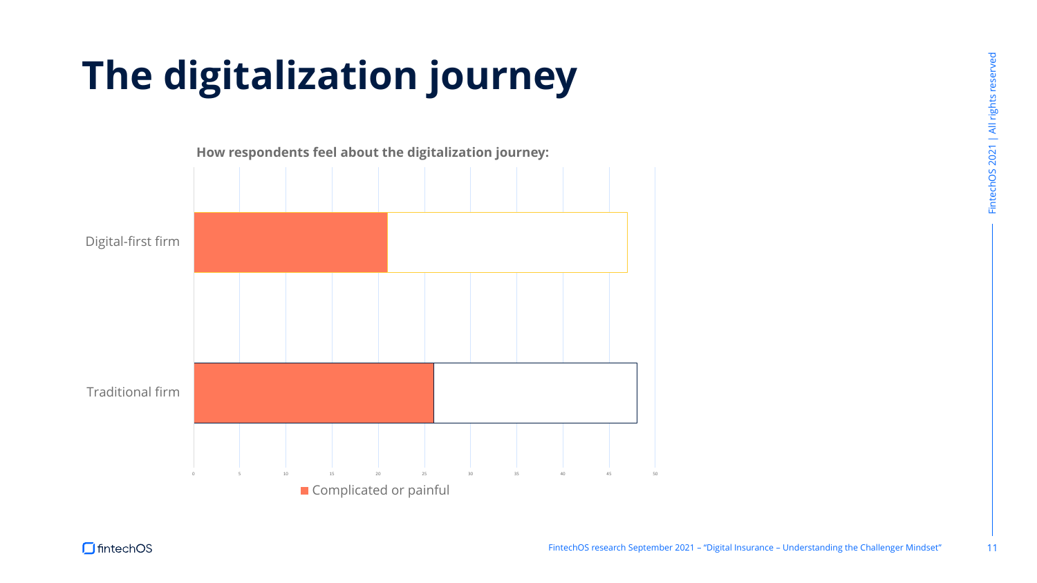# The digitalization journey

**How respondents feel about the digitalization journey:**

Digital-first firm

Traditional firm

0 5 10 15 20 25 30 35 40 45 50

■ Complicated or painful

FintechOS research September 2021 – "Digital Insurance – Understanding the Challenger Mindset"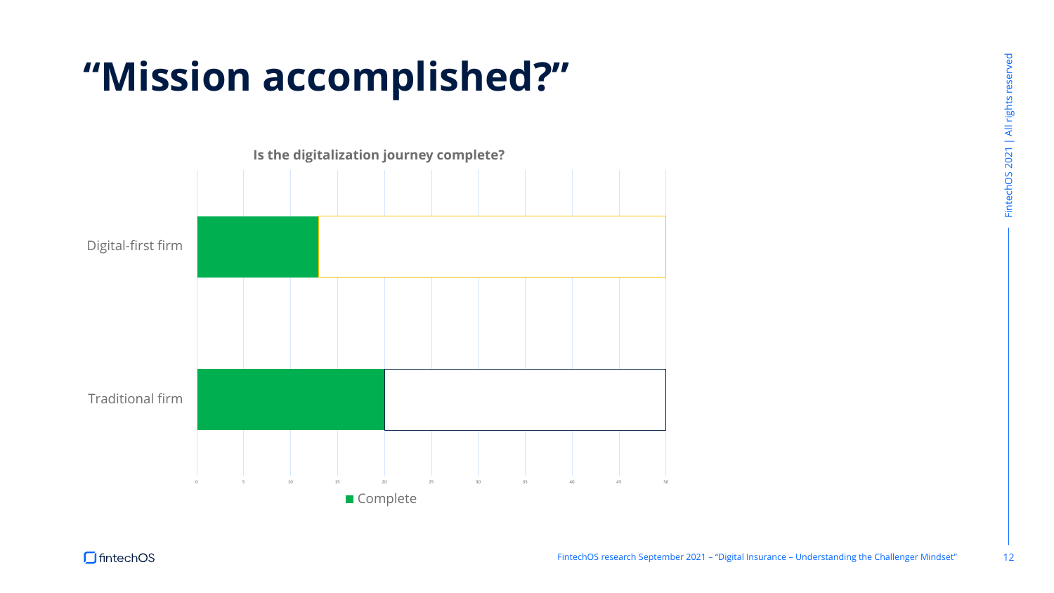# "Mission accomplished?"

**Is the digitalization journey complete?**

Digital-first firm

Traditional firm

0 5 10 15 20 25 30 35 40 45 50

Complete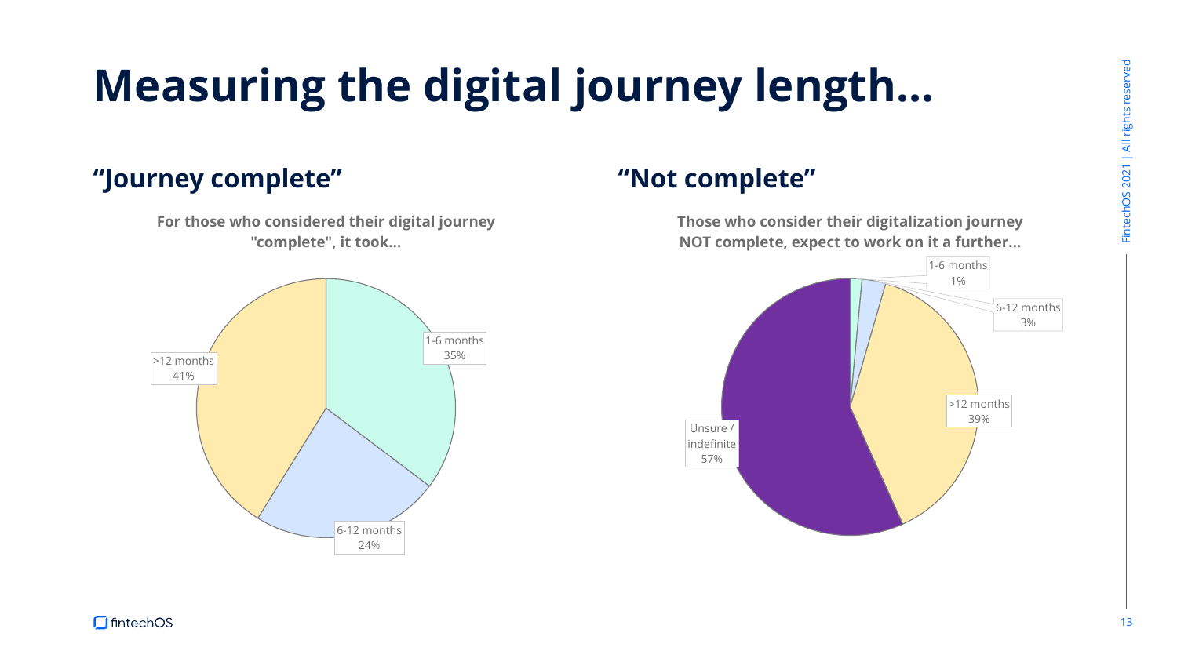# Measuring the digital journey length…

## "Journey complete"

**For those who considered their digital journey "complete", it took…**

| Duration | Share |
|---|---|
| 1-6 months | 35% |
| 6-12 months | 24% |
| >12 months | 41% |

## "Not complete"

**Those who consider their digitalization journey NOT complete, expect to work on it a further…**

| Duration | Share |
|---|---|
| 1-6 months | 1% |
| 6-12 months | 3% |
| >12 months | 39% |
| Unsure / indefinite | 57% |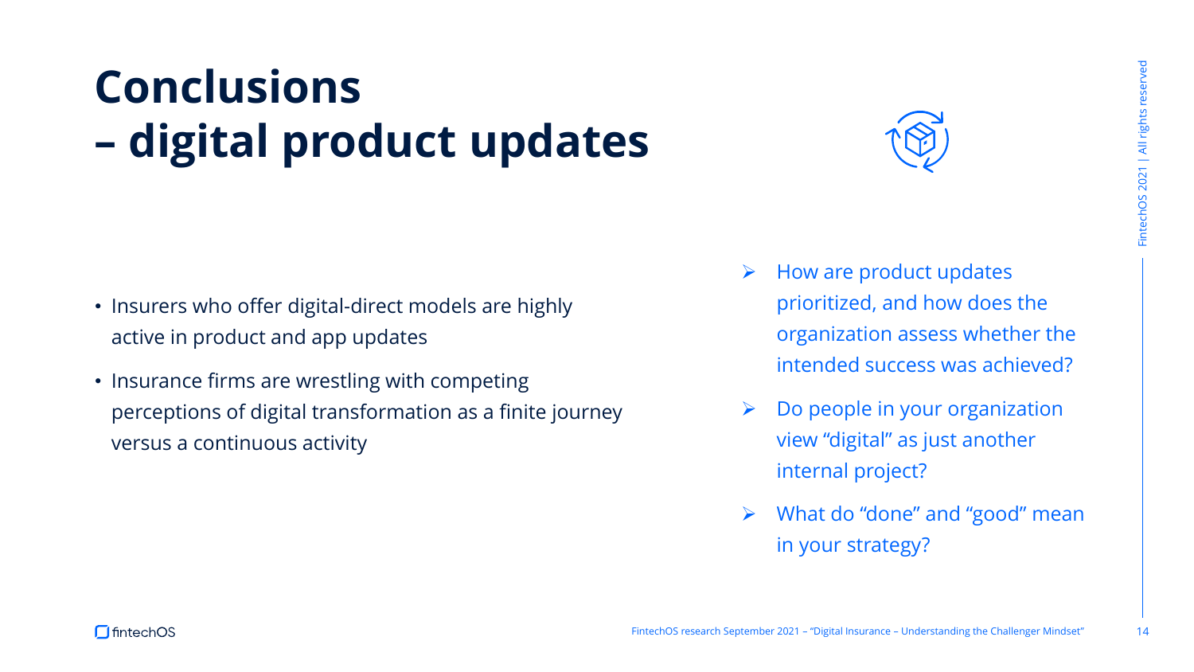# Conclusions – digital product updates

- Insurers who offer digital-direct models are highly active in product and app updates
- Insurance firms are wrestling with competing perceptions of digital transformation as a finite journey versus a continuous activity

- How are product updates prioritized, and how does the organization assess whether the intended success was achieved?
- Do people in your organization view "digital" as just another internal project?
- What do "done" and "good" mean in your strategy?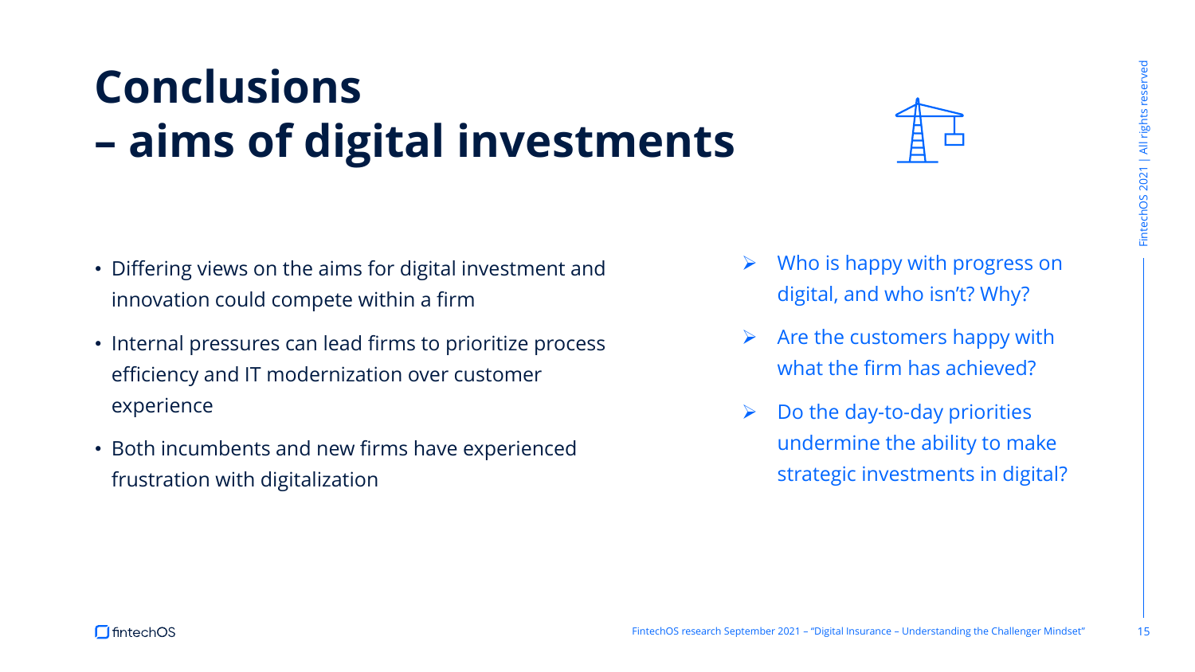# Conclusions – aims of digital investments

- Differing views on the aims for digital investment and innovation could compete within a firm
- Internal pressures can lead firms to prioritize process efficiency and IT modernization over customer experience
- Both incumbents and new firms have experienced frustration with digitalization

- ➢ Who is happy with progress on digital, and who isn't? Why?
- ➢ Are the customers happy with what the firm has achieved?
- ➢ Do the day-to-day priorities undermine the ability to make strategic investments in digital?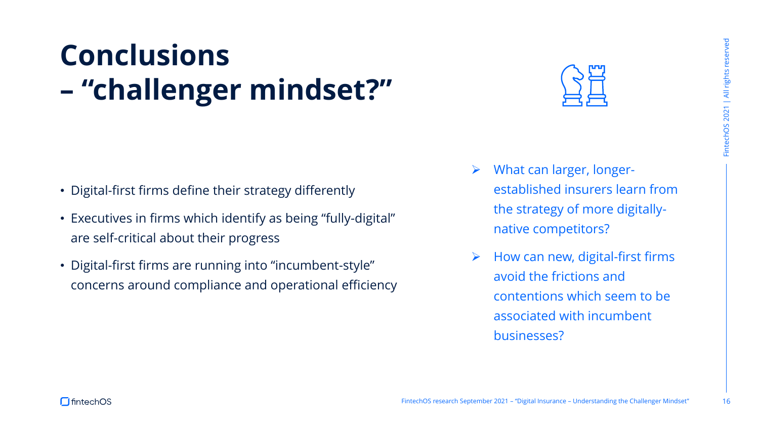# Conclusions – "challenger mindset?"

- Digital-first firms define their strategy differently
- Executives in firms which identify as being "fully-digital" are self-critical about their progress
- Digital-first firms are running into "incumbent-style" concerns around compliance and operational efficiency

➢ What can larger, longer-established insurers learn from the strategy of more digitally-native competitors?

➢ How can new, digital-first firms avoid the frictions and contentions which seem to be associated with incumbent businesses?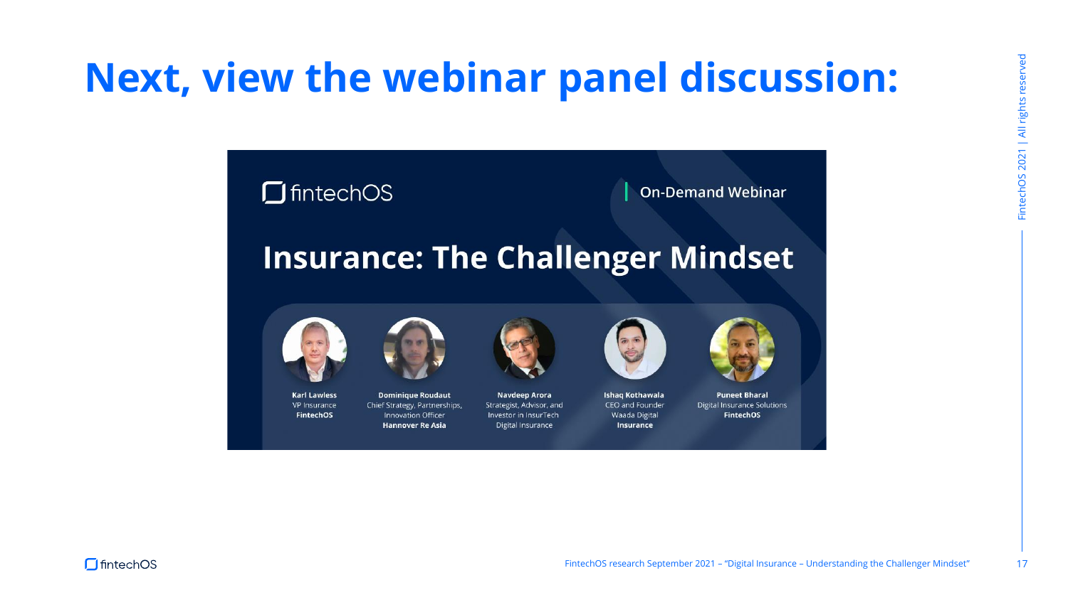# Next, view the webinar panel discussion:

fintechOS

On-Demand Webinar

## Insurance: The Challenger Mindset

**Karl Lawless**
VP Insurance
**FintechOS**

**Dominique Roudaut**
Chief Strategy, Partnerships, Innovation Officer
**Hannover Re Asia**

**Navdeep Arora**
Strategist, Advisor, and Investor in InsurTech
Digital Insurance

**Ishaq Kothawala**
CEO and Founder
Waada Digital
**Insurance**

**Puneet Bharal**
Digital Insurance Solutions
**FintechOS**